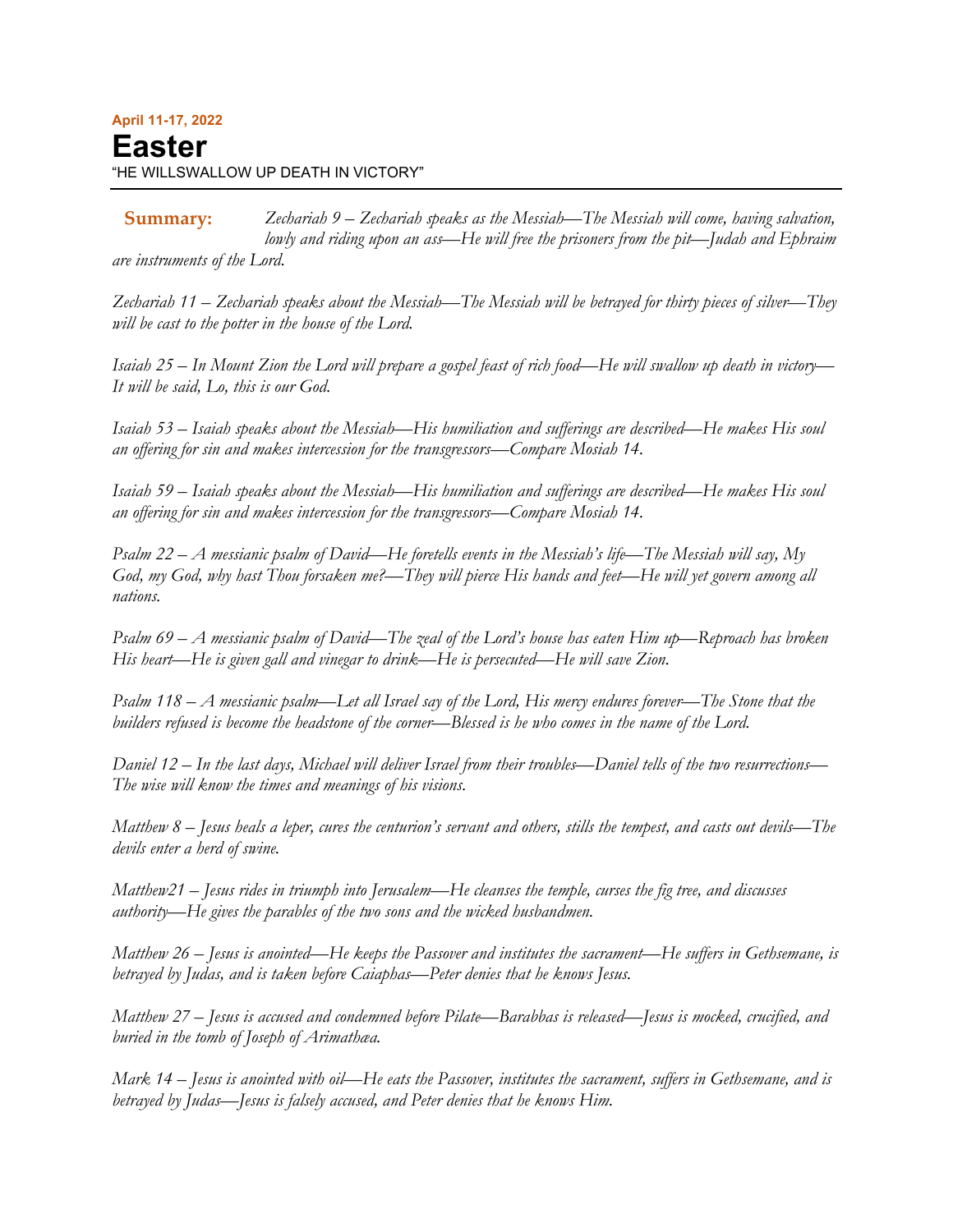**April 11-17, 2022**

# Easter

"HE WILLSWALLOW UP DEATH IN VICTORY"

**Summary:** *Zechariah 9 – Zechariah speaks as the Messiah—The Messiah will come, having salvation, lowly and riding upon an ass—He will free the prisoners from the pit—Judah and Ephraim are instruments of the Lord.*

*Zechariah 11 – Zechariah speaks about the Messiah—The Messiah will be betrayed for thirty pieces of silver—They will be cast to the potter in the house of the Lord.*

*Isaiah 25 – In Mount Zion the Lord will prepare a gospel feast of rich food—He will swallow up death in victory—It will be said, Lo, this is our God.*

*Isaiah 53 – Isaiah speaks about the Messiah—His humiliation and sufferings are described—He makes His soul an offering for sin and makes intercession for the transgressors—Compare Mosiah 14.*

*Isaiah 59 – Isaiah speaks about the Messiah—His humiliation and sufferings are described—He makes His soul an offering for sin and makes intercession for the transgressors—Compare Mosiah 14.*

*Psalm 22 – A messianic psalm of David—He foretells events in the Messiah's life—The Messiah will say, My God, my God, why hast Thou forsaken me?—They will pierce His hands and feet—He will yet govern among all nations.*

*Psalm 69 – A messianic psalm of David—The zeal of the Lord's house has eaten Him up—Reproach has broken His heart—He is given gall and vinegar to drink—He is persecuted—He will save Zion.*

*Psalm 118 – A messianic psalm—Let all Israel say of the Lord, His mercy endures forever—The Stone that the builders refused is become the headstone of the corner—Blessed is he who comes in the name of the Lord.*

*Daniel 12 – In the last days, Michael will deliver Israel from their troubles—Daniel tells of the two resurrections—The wise will know the times and meanings of his visions.*

*Matthew 8 – Jesus heals a leper, cures the centurion's servant and others, stills the tempest, and casts out devils—The devils enter a herd of swine.*

*Matthew21 – Jesus rides in triumph into Jerusalem—He cleanses the temple, curses the fig tree, and discusses authority—He gives the parables of the two sons and the wicked husbandmen.*

*Matthew 26 – Jesus is anointed—He keeps the Passover and institutes the sacrament—He suffers in Gethsemane, is betrayed by Judas, and is taken before Caiaphas—Peter denies that he knows Jesus.*

*Matthew 27 – Jesus is accused and condemned before Pilate—Barabbas is released—Jesus is mocked, crucified, and buried in the tomb of Joseph of Arimathæa.*

*Mark 14 – Jesus is anointed with oil—He eats the Passover, institutes the sacrament, suffers in Gethsemane, and is betrayed by Judas—Jesus is falsely accused, and Peter denies that he knows Him.*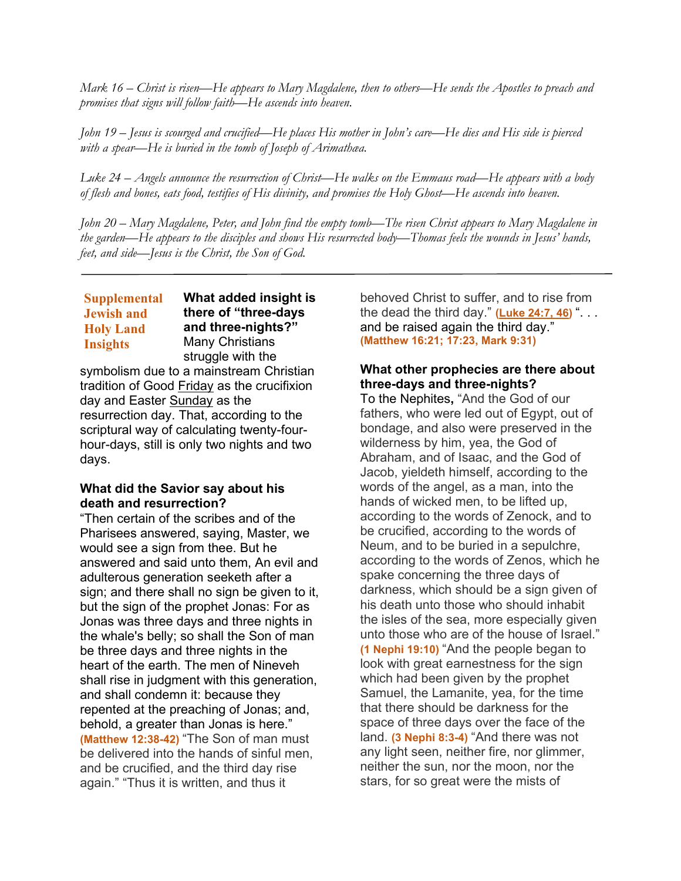*Mark 16 – Christ is risen—He appears to Mary Magdalene, then to others—He sends the Apostles to preach and promises that signs will follow faith—He ascends into heaven.*

*John 19 – Jesus is scourged and crucified—He places His mother in John's care—He dies and His side is pierced with a spear—He is buried in the tomb of Joseph of Arimathæa.*

*Luke 24 – Angels announce the resurrection of Christ—He walks on the Emmaus road—He appears with a body of flesh and bones, eats food, testifies of His divinity, and promises the Holy Ghost—He ascends into heaven.*

*John 20 – Mary Magdalene, Peter, and John find the empty tomb—The risen Christ appears to Mary Magdalene in the garden—He appears to the disciples and shows His resurrected body—Thomas feels the wounds in Jesus' hands, feet, and side—Jesus is the Christ, the Son of God.*

---

## Supplemental Jewish and Holy Land Insights

**What added insight is there of "three-days and three-nights?"** Many Christians struggle with the symbolism due to a mainstream Christian tradition of Good Friday as the crucifixion day and Easter Sunday as the resurrection day. That, according to the scriptural way of calculating twenty-four-hour-days, still is only two nights and two days.

**What did the Savior say about his death and resurrection?**
"Then certain of the scribes and of the Pharisees answered, saying, Master, we would see a sign from thee. But he answered and said unto them, An evil and adulterous generation seeketh after a sign; and there shall no sign be given to it, but the sign of the prophet Jonas: For as Jonas was three days and three nights in the whale's belly; so shall the Son of man be three days and three nights in the heart of the earth. The men of Nineveh shall rise in judgment with this generation, and shall condemn it: because they repented at the preaching of Jonas; and, behold, a greater than Jonas is here." **(Matthew 12:38-42)** "The Son of man must be delivered into the hands of sinful men, and be crucified, and the third day rise again." "Thus it is written, and thus it behoved Christ to suffer, and to rise from the dead the third day." **(Luke 24:7, 46)** ". . . and be raised again the third day." **(Matthew 16:21; 17:23, Mark 9:31)**

**What other prophecies are there about three-days and three-nights?**
To the Nephites**,** "And the God of our fathers, who were led out of Egypt, out of bondage, and also were preserved in the wilderness by him, yea, the God of Abraham, and of Isaac, and the God of Jacob, yieldeth himself, according to the words of the angel, as a man, into the hands of wicked men, to be lifted up, according to the words of Zenock, and to be crucified, according to the words of Neum, and to be buried in a sepulchre, according to the words of Zenos, which he spake concerning the three days of darkness, which should be a sign given of his death unto those who should inhabit the isles of the sea, more especially given unto those who are of the house of Israel." **(1 Nephi 19:10)** "And the people began to look with great earnestness for the sign which had been given by the prophet Samuel, the Lamanite, yea, for the time that there should be darkness for the space of three days over the face of the land. **(3 Nephi 8:3-4)** "And there was not any light seen, neither fire, nor glimmer, neither the sun, nor the moon, nor the stars, for so great were the mists of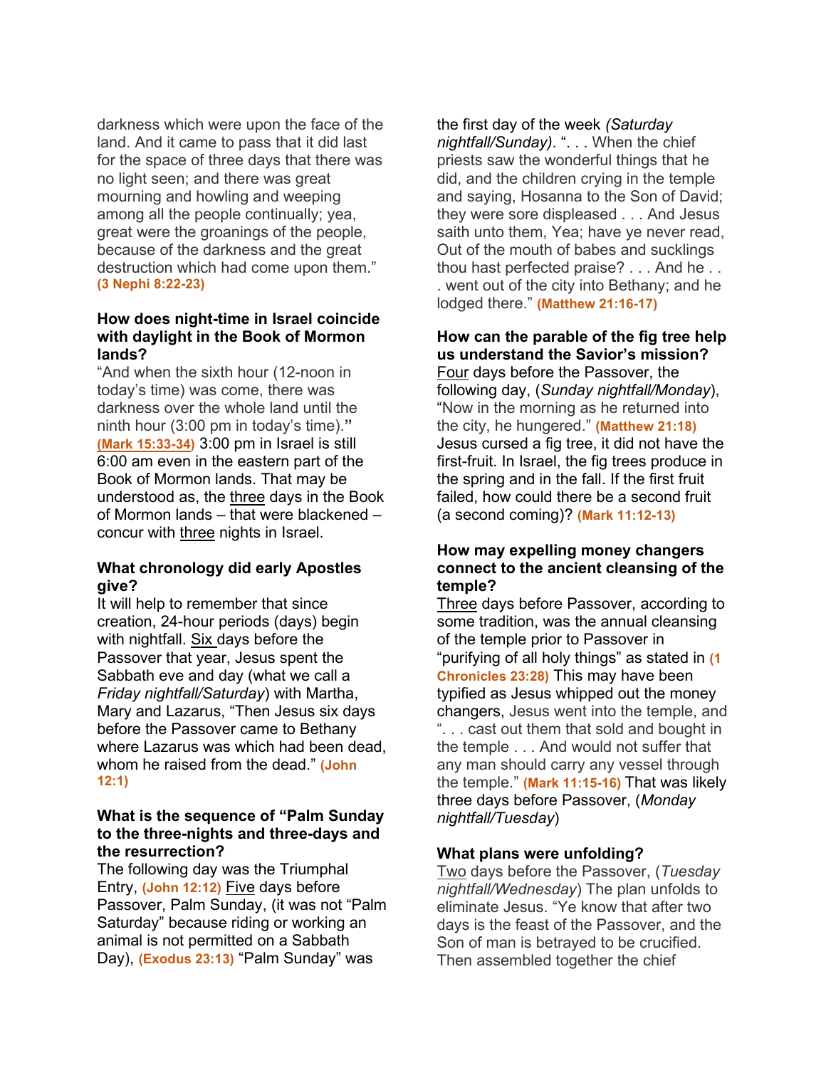darkness which were upon the face of the land. And it came to pass that it did last for the space of three days that there was no light seen; and there was great mourning and howling and weeping among all the people continually; yea, great were the groanings of the people, because of the darkness and the great destruction which had come upon them." **(3 Nephi 8:22-23)**

**How does night-time in Israel coincide with daylight in the Book of Mormon lands?**

"And when the sixth hour (12-noon in today's time) was come, there was darkness over the whole land until the ninth hour (3:00 pm in today's time)." **(Mark 15:33-34)** 3:00 pm in Israel is still 6:00 am even in the eastern part of the Book of Mormon lands. That may be understood as, the three days in the Book of Mormon lands – that were blackened – concur with three nights in Israel.

**What chronology did early Apostles give?**

It will help to remember that since creation, 24-hour periods (days) begin with nightfall. Six days before the Passover that year, Jesus spent the Sabbath eve and day (what we call a *Friday nightfall/Saturday*) with Martha, Mary and Lazarus, "Then Jesus six days before the Passover came to Bethany where Lazarus was which had been dead, whom he raised from the dead." **(John 12:1)**

**What is the sequence of "Palm Sunday to the three-nights and three-days and the resurrection?**

The following day was the Triumphal Entry, **(John 12:12)** Five days before Passover, Palm Sunday, (it was not "Palm Saturday" because riding or working an animal is not permitted on a Sabbath Day), **(Exodus 23:13)** "Palm Sunday" was the first day of the week *(Saturday nightfall/Sunday)*. ". . . When the chief priests saw the wonderful things that he did, and the children crying in the temple and saying, Hosanna to the Son of David; they were sore displeased . . . And Jesus saith unto them, Yea; have ye never read, Out of the mouth of babes and sucklings thou hast perfected praise? . . . And he . . . went out of the city into Bethany; and he lodged there." **(Matthew 21:16-17)**

**How can the parable of the fig tree help us understand the Savior's mission?**

Four days before the Passover, the following day, (*Sunday nightfall/Monday*), "Now in the morning as he returned into the city, he hungered." **(Matthew 21:18)** Jesus cursed a fig tree, it did not have the first-fruit. In Israel, the fig trees produce in the spring and in the fall. If the first fruit failed, how could there be a second fruit (a second coming)? **(Mark 11:12-13)**

**How may expelling money changers connect to the ancient cleansing of the temple?**

Three days before Passover, according to some tradition, was the annual cleansing of the temple prior to Passover in "purifying of all holy things" as stated in **(1 Chronicles 23:28)** This may have been typified as Jesus whipped out the money changers, Jesus went into the temple, and ". . . cast out them that sold and bought in the temple . . . And would not suffer that any man should carry any vessel through the temple." **(Mark 11:15-16)** That was likely three days before Passover, (*Monday nightfall/Tuesday*)

**What plans were unfolding?**

Two days before the Passover, (*Tuesday nightfall/Wednesday*) The plan unfolds to eliminate Jesus. "Ye know that after two days is the feast of the Passover, and the Son of man is betrayed to be crucified. Then assembled together the chief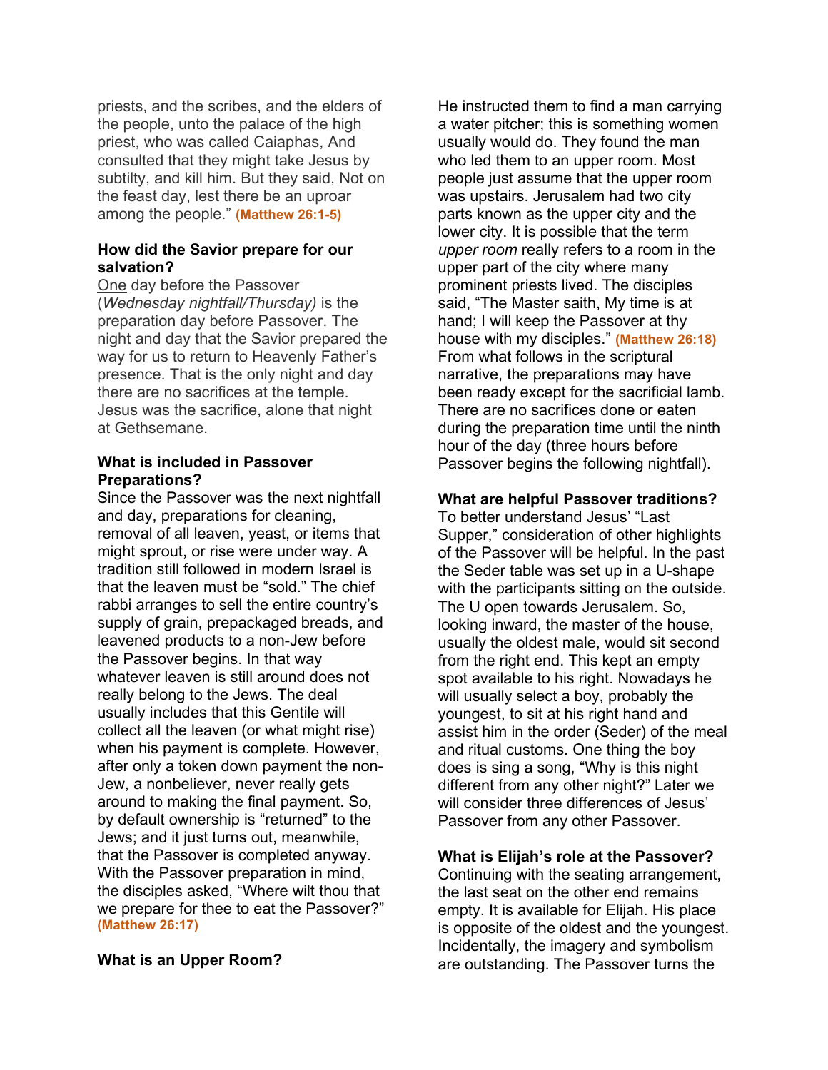priests, and the scribes, and the elders of the people, unto the palace of the high priest, who was called Caiaphas, And consulted that they might take Jesus by subtilty, and kill him. But they said, Not on the feast day, lest there be an uproar among the people." **(Matthew 26:1-5)**

**How did the Savior prepare for our salvation?**

One day before the Passover (*Wednesday nightfall/Thursday)* is the preparation day before Passover. The night and day that the Savior prepared the way for us to return to Heavenly Father's presence. That is the only night and day there are no sacrifices at the temple. Jesus was the sacrifice, alone that night at Gethsemane.

**What is included in Passover Preparations?**

Since the Passover was the next nightfall and day, preparations for cleaning, removal of all leaven, yeast, or items that might sprout, or rise were under way. A tradition still followed in modern Israel is that the leaven must be "sold." The chief rabbi arranges to sell the entire country's supply of grain, prepackaged breads, and leavened products to a non-Jew before the Passover begins. In that way whatever leaven is still around does not really belong to the Jews. The deal usually includes that this Gentile will collect all the leaven (or what might rise) when his payment is complete. However, after only a token down payment the non-Jew, a nonbeliever, never really gets around to making the final payment. So, by default ownership is "returned" to the Jews; and it just turns out, meanwhile, that the Passover is completed anyway. With the Passover preparation in mind, the disciples asked, "Where wilt thou that we prepare for thee to eat the Passover?" **(Matthew 26:17)**

**What is an Upper Room?**

He instructed them to find a man carrying a water pitcher; this is something women usually would do. They found the man who led them to an upper room. Most people just assume that the upper room was upstairs. Jerusalem had two city parts known as the upper city and the lower city. It is possible that the term *upper room* really refers to a room in the upper part of the city where many prominent priests lived. The disciples said, "The Master saith, My time is at hand; I will keep the Passover at thy house with my disciples." **(Matthew 26:18)** From what follows in the scriptural narrative, the preparations may have been ready except for the sacrificial lamb. There are no sacrifices done or eaten during the preparation time until the ninth hour of the day (three hours before Passover begins the following nightfall).

**What are helpful Passover traditions?**

To better understand Jesus' "Last Supper," consideration of other highlights of the Passover will be helpful. In the past the Seder table was set up in a U-shape with the participants sitting on the outside. The U open towards Jerusalem. So, looking inward, the master of the house, usually the oldest male, would sit second from the right end. This kept an empty spot available to his right. Nowadays he will usually select a boy, probably the youngest, to sit at his right hand and assist him in the order (Seder) of the meal and ritual customs. One thing the boy does is sing a song, "Why is this night different from any other night?" Later we will consider three differences of Jesus' Passover from any other Passover.

**What is Elijah's role at the Passover?**

Continuing with the seating arrangement, the last seat on the other end remains empty. It is available for Elijah. His place is opposite of the oldest and the youngest. Incidentally, the imagery and symbolism are outstanding. The Passover turns the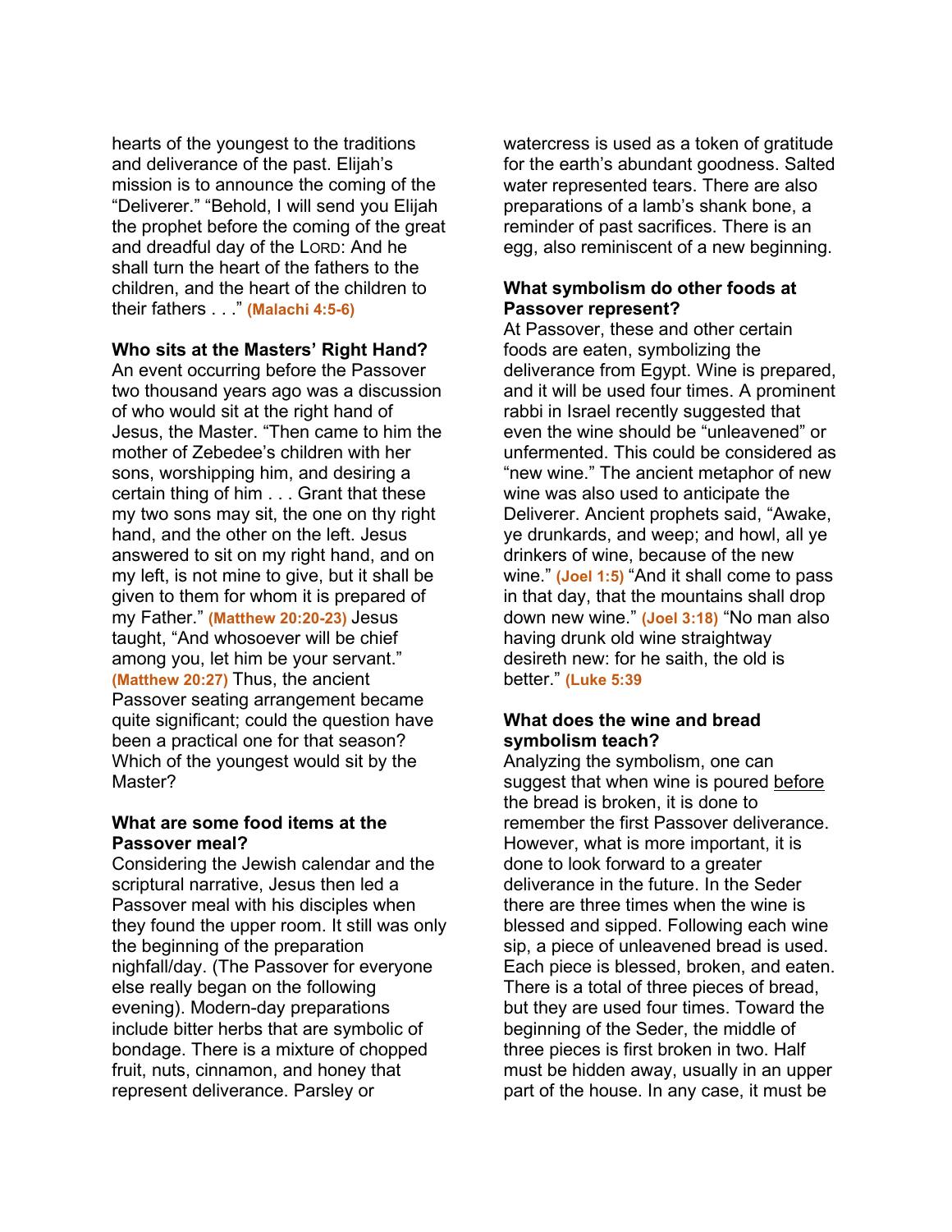hearts of the youngest to the traditions and deliverance of the past. Elijah's mission is to announce the coming of the "Deliverer." "Behold, I will send you Elijah the prophet before the coming of the great and dreadful day of the LORD: And he shall turn the heart of the fathers to the children, and the heart of the children to their fathers . . ." (Malachi 4:5-6)

**Who sits at the Masters' Right Hand?**

An event occurring before the Passover two thousand years ago was a discussion of who would sit at the right hand of Jesus, the Master. "Then came to him the mother of Zebedee's children with her sons, worshipping him, and desiring a certain thing of him . . . Grant that these my two sons may sit, the one on thy right hand, and the other on the left. Jesus answered to sit on my right hand, and on my left, is not mine to give, but it shall be given to them for whom it is prepared of my Father." (Matthew 20:20-23) Jesus taught, "And whosoever will be chief among you, let him be your servant." (Matthew 20:27) Thus, the ancient Passover seating arrangement became quite significant; could the question have been a practical one for that season? Which of the youngest would sit by the Master?

**What are some food items at the Passover meal?**

Considering the Jewish calendar and the scriptural narrative, Jesus then led a Passover meal with his disciples when they found the upper room. It still was only the beginning of the preparation nighfall/day. (The Passover for everyone else really began on the following evening). Modern-day preparations include bitter herbs that are symbolic of bondage. There is a mixture of chopped fruit, nuts, cinnamon, and honey that represent deliverance. Parsley or watercress is used as a token of gratitude for the earth's abundant goodness. Salted water represented tears. There are also preparations of a lamb's shank bone, a reminder of past sacrifices. There is an egg, also reminiscent of a new beginning.

**What symbolism do other foods at Passover represent?**

At Passover, these and other certain foods are eaten, symbolizing the deliverance from Egypt. Wine is prepared, and it will be used four times. A prominent rabbi in Israel recently suggested that even the wine should be "unleavened" or unfermented. This could be considered as "new wine." The ancient metaphor of new wine was also used to anticipate the Deliverer. Ancient prophets said, "Awake, ye drunkards, and weep; and howl, all ye drinkers of wine, because of the new wine." (Joel 1:5) "And it shall come to pass in that day, that the mountains shall drop down new wine." (Joel 3:18) "No man also having drunk old wine straightway desireth new: for he saith, the old is better." (Luke 5:39

**What does the wine and bread symbolism teach?**

Analyzing the symbolism, one can suggest that when wine is poured <u>before</u> the bread is broken, it is done to remember the first Passover deliverance. However, what is more important, it is done to look forward to a greater deliverance in the future. In the Seder there are three times when the wine is blessed and sipped. Following each wine sip, a piece of unleavened bread is used. Each piece is blessed, broken, and eaten. There is a total of three pieces of bread, but they are used four times. Toward the beginning of the Seder, the middle of three pieces is first broken in two. Half must be hidden away, usually in an upper part of the house. In any case, it must be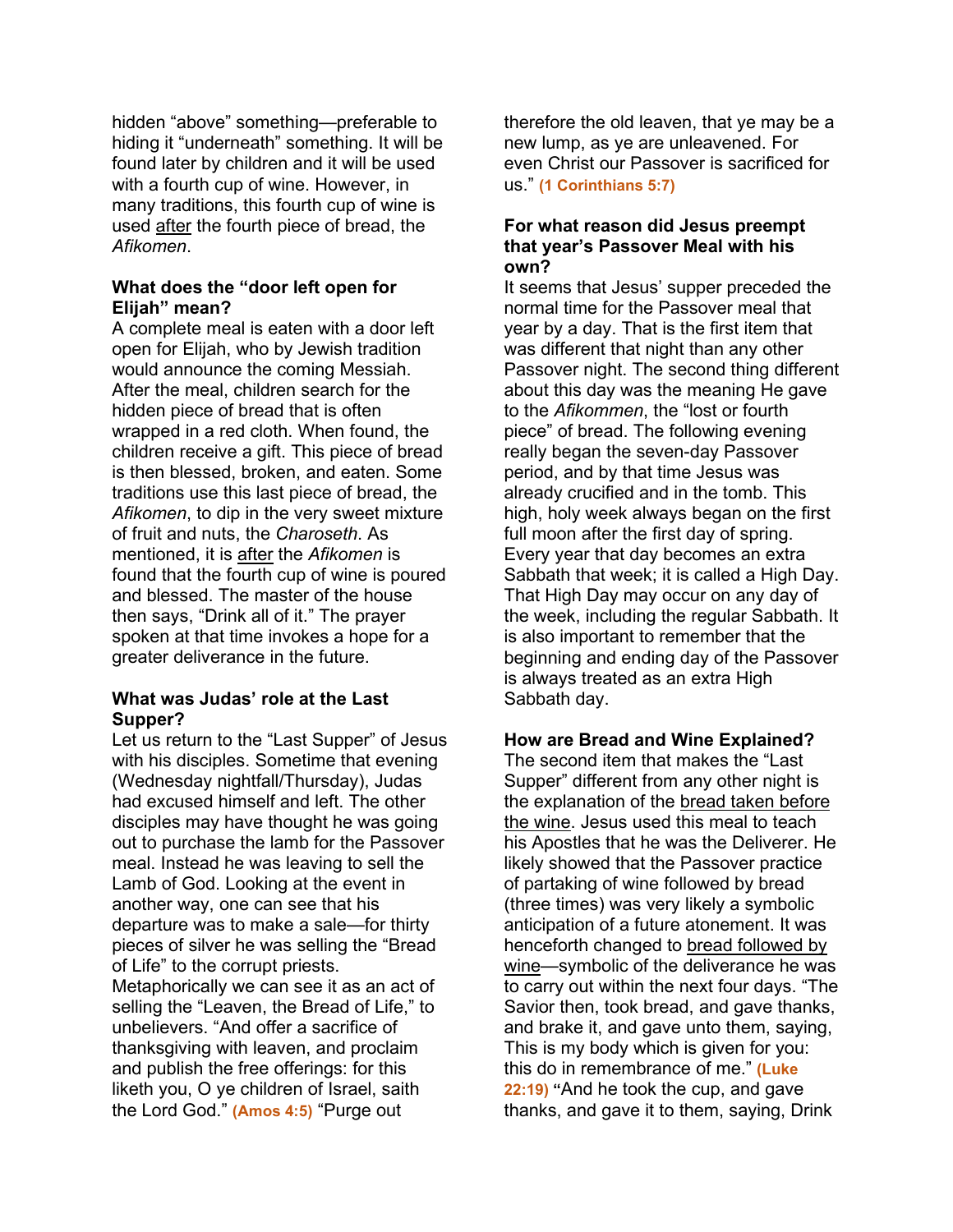hidden "above" something—preferable to hiding it "underneath" something. It will be found later by children and it will be used with a fourth cup of wine. However, in many traditions, this fourth cup of wine is used <u>after</u> the fourth piece of bread, the *Afikomen*.

### What does the "door left open for Elijah" mean?

A complete meal is eaten with a door left open for Elijah, who by Jewish tradition would announce the coming Messiah. After the meal, children search for the hidden piece of bread that is often wrapped in a red cloth. When found, the children receive a gift. This piece of bread is then blessed, broken, and eaten. Some traditions use this last piece of bread, the *Afikomen*, to dip in the very sweet mixture of fruit and nuts, the *Charoseth*. As mentioned, it is <u>after</u> the *Afikomen* is found that the fourth cup of wine is poured and blessed. The master of the house then says, "Drink all of it." The prayer spoken at that time invokes a hope for a greater deliverance in the future.

### What was Judas' role at the Last Supper?

Let us return to the "Last Supper" of Jesus with his disciples. Sometime that evening (Wednesday nightfall/Thursday), Judas had excused himself and left. The other disciples may have thought he was going out to purchase the lamb for the Passover meal. Instead he was leaving to sell the Lamb of God. Looking at the event in another way, one can see that his departure was to make a sale—for thirty pieces of silver he was selling the "Bread of Life" to the corrupt priests. Metaphorically we can see it as an act of selling the "Leaven, the Bread of Life," to unbelievers. "And offer a sacrifice of thanksgiving with leaven, and proclaim and publish the free offerings: for this liketh you, O ye children of Israel, saith the Lord God." **(Amos 4:5)** "Purge out therefore the old leaven, that ye may be a new lump, as ye are unleavened. For even Christ our Passover is sacrificed for us." **(1 Corinthians 5:7)**

### For what reason did Jesus preempt that year's Passover Meal with his own?

It seems that Jesus' supper preceded the normal time for the Passover meal that year by a day. That is the first item that was different that night than any other Passover night. The second thing different about this day was the meaning He gave to the *Afikommen*, the "lost or fourth piece" of bread. The following evening really began the seven-day Passover period, and by that time Jesus was already crucified and in the tomb. This high, holy week always began on the first full moon after the first day of spring. Every year that day becomes an extra Sabbath that week; it is called a High Day. That High Day may occur on any day of the week, including the regular Sabbath. It is also important to remember that the beginning and ending day of the Passover is always treated as an extra High Sabbath day.

### How are Bread and Wine Explained?

The second item that makes the "Last Supper" different from any other night is the explanation of the <u>bread taken before the wine</u>. Jesus used this meal to teach his Apostles that he was the Deliverer. He likely showed that the Passover practice of partaking of wine followed by bread (three times) was very likely a symbolic anticipation of a future atonement. It was henceforth changed to <u>bread followed by wine</u>—symbolic of the deliverance he was to carry out within the next four days. "The Savior then, took bread, and gave thanks, and brake it, and gave unto them, saying, This is my body which is given for you: this do in remembrance of me." **(Luke 22:19)** "And he took the cup, and gave thanks, and gave it to them, saying, Drink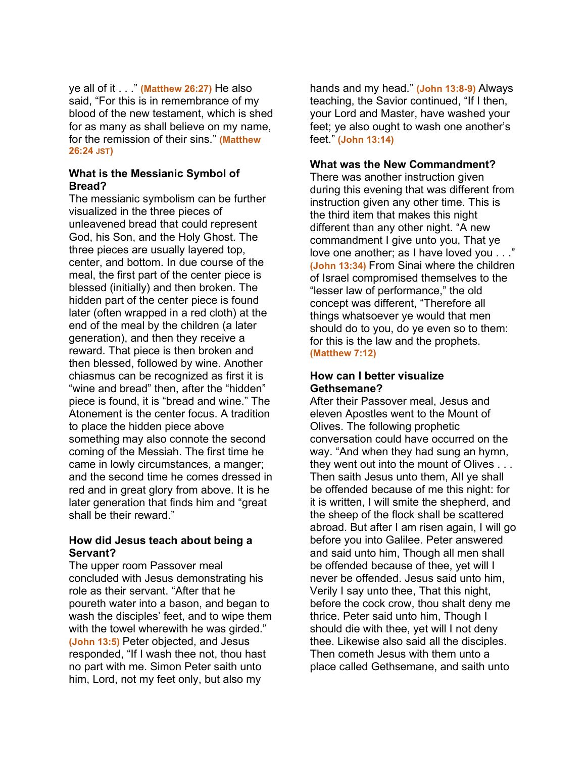ye all of it . . ." **(Matthew 26:27)** He also said, "For this is in remembrance of my blood of the new testament, which is shed for as many as shall believe on my name, for the remission of their sins." **(Matthew 26:24 JST)**

### What is the Messianic Symbol of Bread?

The messianic symbolism can be further visualized in the three pieces of unleavened bread that could represent God, his Son, and the Holy Ghost. The three pieces are usually layered top, center, and bottom. In due course of the meal, the first part of the center piece is blessed (initially) and then broken. The hidden part of the center piece is found later (often wrapped in a red cloth) at the end of the meal by the children (a later generation), and then they receive a reward. That piece is then broken and then blessed, followed by wine. Another chiasmus can be recognized as first it is "wine and bread" then, after the "hidden" piece is found, it is "bread and wine." The Atonement is the center focus. A tradition to place the hidden piece above something may also connote the second coming of the Messiah. The first time he came in lowly circumstances, a manger; and the second time he comes dressed in red and in great glory from above. It is he later generation that finds him and "great shall be their reward."

### How did Jesus teach about being a Servant?

The upper room Passover meal concluded with Jesus demonstrating his role as their servant. "After that he poureth water into a bason, and began to wash the disciples' feet, and to wipe them with the towel wherewith he was girded." **(John 13:5)** Peter objected, and Jesus responded, "If I wash thee not, thou hast no part with me. Simon Peter saith unto him, Lord, not my feet only, but also my hands and my head." **(John 13:8-9)** Always teaching, the Savior continued, "If I then, your Lord and Master, have washed your feet; ye also ought to wash one another's feet." **(John 13:14)**

### What was the New Commandment?

There was another instruction given during this evening that was different from instruction given any other time. This is the third item that makes this night different than any other night. "A new commandment I give unto you, That ye love one another; as I have loved you . . ." **(John 13:34)** From Sinai where the children of Israel compromised themselves to the "lesser law of performance," the old concept was different, "Therefore all things whatsoever ye would that men should do to you, do ye even so to them: for this is the law and the prophets. **(Matthew 7:12)**

### How can I better visualize Gethsemane?

After their Passover meal, Jesus and eleven Apostles went to the Mount of Olives. The following prophetic conversation could have occurred on the way. "And when they had sung an hymn, they went out into the mount of Olives . . . Then saith Jesus unto them, All ye shall be offended because of me this night: for it is written, I will smite the shepherd, and the sheep of the flock shall be scattered abroad. But after I am risen again, I will go before you into Galilee. Peter answered and said unto him, Though all men shall be offended because of thee, yet will I never be offended. Jesus said unto him, Verily I say unto thee, That this night, before the cock crow, thou shalt deny me thrice. Peter said unto him, Though I should die with thee, yet will I not deny thee. Likewise also said all the disciples. Then cometh Jesus with them unto a place called Gethsemane, and saith unto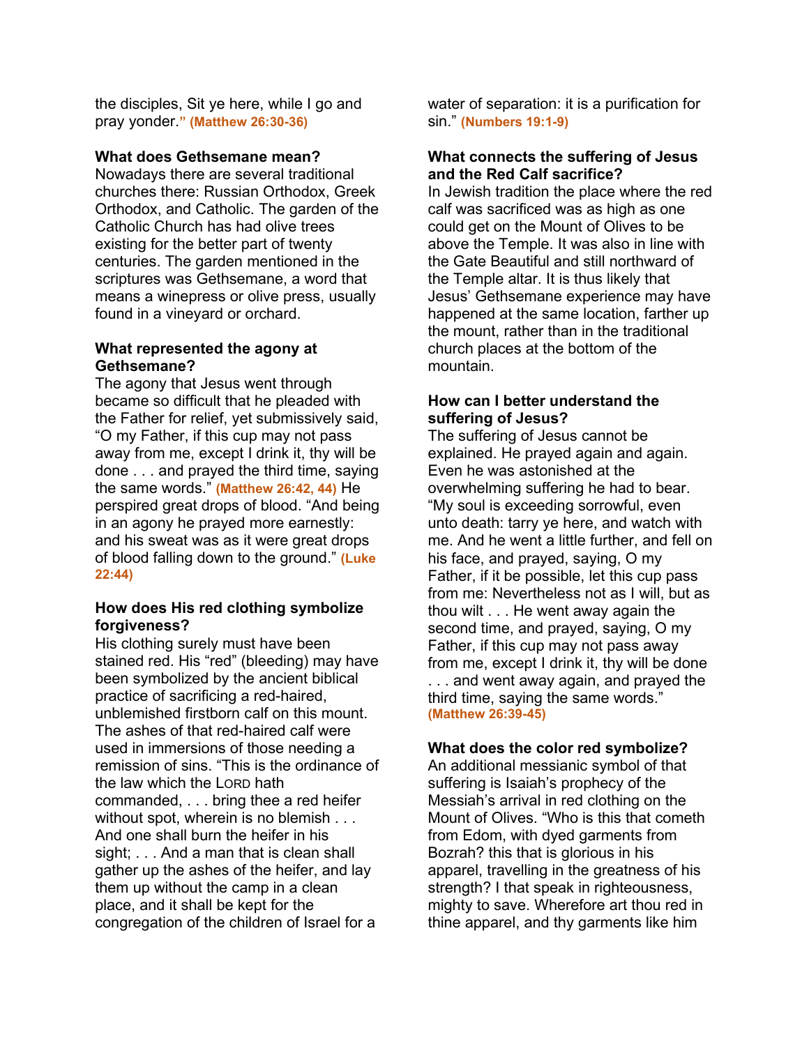the disciples, Sit ye here, while I go and pray yonder." **(Matthew 26:30-36)**

**What does Gethsemane mean?**
Nowadays there are several traditional churches there: Russian Orthodox, Greek Orthodox, and Catholic. The garden of the Catholic Church has had olive trees existing for the better part of twenty centuries. The garden mentioned in the scriptures was Gethsemane, a word that means a winepress or olive press, usually found in a vineyard or orchard.

**What represented the agony at Gethsemane?**
The agony that Jesus went through became so difficult that he pleaded with the Father for relief, yet submissively said, "O my Father, if this cup may not pass away from me, except I drink it, thy will be done . . . and prayed the third time, saying the same words." **(Matthew 26:42, 44)** He perspired great drops of blood. "And being in an agony he prayed more earnestly: and his sweat was as it were great drops of blood falling down to the ground." **(Luke 22:44)**

**How does His red clothing symbolize forgiveness?**
His clothing surely must have been stained red. His "red" (bleeding) may have been symbolized by the ancient biblical practice of sacrificing a red-haired, unblemished firstborn calf on this mount. The ashes of that red-haired calf were used in immersions of those needing a remission of sins. "This is the ordinance of the law which the LORD hath commanded, . . . bring thee a red heifer without spot, wherein is no blemish . . . And one shall burn the heifer in his sight; . . . And a man that is clean shall gather up the ashes of the heifer, and lay them up without the camp in a clean place, and it shall be kept for the congregation of the children of Israel for a water of separation: it is a purification for sin." **(Numbers 19:1-9)**

**What connects the suffering of Jesus and the Red Calf sacrifice?**
In Jewish tradition the place where the red calf was sacrificed was as high as one could get on the Mount of Olives to be above the Temple. It was also in line with the Gate Beautiful and still northward of the Temple altar. It is thus likely that Jesus' Gethsemane experience may have happened at the same location, farther up the mount, rather than in the traditional church places at the bottom of the mountain.

**How can I better understand the suffering of Jesus?**
The suffering of Jesus cannot be explained. He prayed again and again. Even he was astonished at the overwhelming suffering he had to bear. "My soul is exceeding sorrowful, even unto death: tarry ye here, and watch with me. And he went a little further, and fell on his face, and prayed, saying, O my Father, if it be possible, let this cup pass from me: Nevertheless not as I will, but as thou wilt . . . He went away again the second time, and prayed, saying, O my Father, if this cup may not pass away from me, except I drink it, thy will be done . . . and went away again, and prayed the third time, saying the same words." **(Matthew 26:39-45)**

**What does the color red symbolize?**
An additional messianic symbol of that suffering is Isaiah's prophecy of the Messiah's arrival in red clothing on the Mount of Olives. "Who is this that cometh from Edom, with dyed garments from Bozrah? this that is glorious in his apparel, travelling in the greatness of his strength? I that speak in righteousness, mighty to save. Wherefore art thou red in thine apparel, and thy garments like him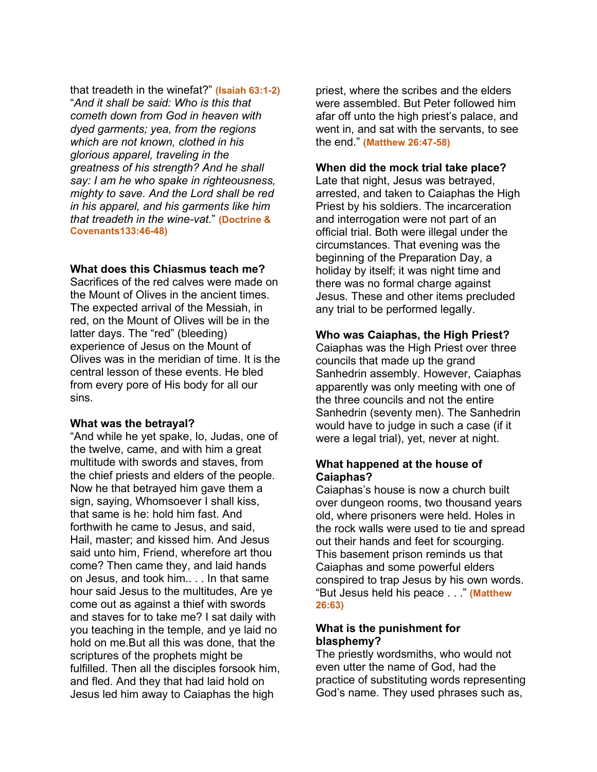that treadeth in the winefat?" **(Isaiah 63:1-2)**
"*And it shall be said: Who is this that cometh down from God in heaven with dyed garments; yea, from the regions which are not known, clothed in his glorious apparel, traveling in the greatness of his strength? And he shall say: I am he who spake in righteousness, mighty to save. And the Lord shall be red in his apparel, and his garments like him that treadeth in the wine-vat.*" **(Doctrine & Covenants133:46-48)**

**What does this Chiasmus teach me?**
Sacrifices of the red calves were made on the Mount of Olives in the ancient times. The expected arrival of the Messiah, in red, on the Mount of Olives will be in the latter days. The "red" (bleeding) experience of Jesus on the Mount of Olives was in the meridian of time. It is the central lesson of these events. He bled from every pore of His body for all our sins.

**What was the betrayal?**
"And while he yet spake, lo, Judas, one of the twelve, came, and with him a great multitude with swords and staves, from the chief priests and elders of the people. Now he that betrayed him gave them a sign, saying, Whomsoever I shall kiss, that same is he: hold him fast. And forthwith he came to Jesus, and said, Hail, master; and kissed him. And Jesus said unto him, Friend, wherefore art thou come? Then came they, and laid hands on Jesus, and took him.. . . In that same hour said Jesus to the multitudes, Are ye come out as against a thief with swords and staves for to take me? I sat daily with you teaching in the temple, and ye laid no hold on me.But all this was done, that the scriptures of the prophets might be fulfilled. Then all the disciples forsook him, and fled. And they that had laid hold on Jesus led him away to Caiaphas the high priest, where the scribes and the elders were assembled. But Peter followed him afar off unto the high priest's palace, and went in, and sat with the servants, to see the end." **(Matthew 26:47-58)**

**When did the mock trial take place?**
Late that night, Jesus was betrayed, arrested, and taken to Caiaphas the High Priest by his soldiers. The incarceration and interrogation were not part of an official trial. Both were illegal under the circumstances. That evening was the beginning of the Preparation Day, a holiday by itself; it was night time and there was no formal charge against Jesus. These and other items precluded any trial to be performed legally.

**Who was Caiaphas, the High Priest?**
Caiaphas was the High Priest over three councils that made up the grand Sanhedrin assembly. However, Caiaphas apparently was only meeting with one of the three councils and not the entire Sanhedrin (seventy men). The Sanhedrin would have to judge in such a case (if it were a legal trial), yet, never at night.

**What happened at the house of Caiaphas?**
Caiaphas's house is now a church built over dungeon rooms, two thousand years old, where prisoners were held. Holes in the rock walls were used to tie and spread out their hands and feet for scourging. This basement prison reminds us that Caiaphas and some powerful elders conspired to trap Jesus by his own words. "But Jesus held his peace . . ." **(Matthew 26:63)**

**What is the punishment for blasphemy?**
The priestly wordsmiths, who would not even utter the name of God, had the practice of substituting words representing God's name. They used phrases such as,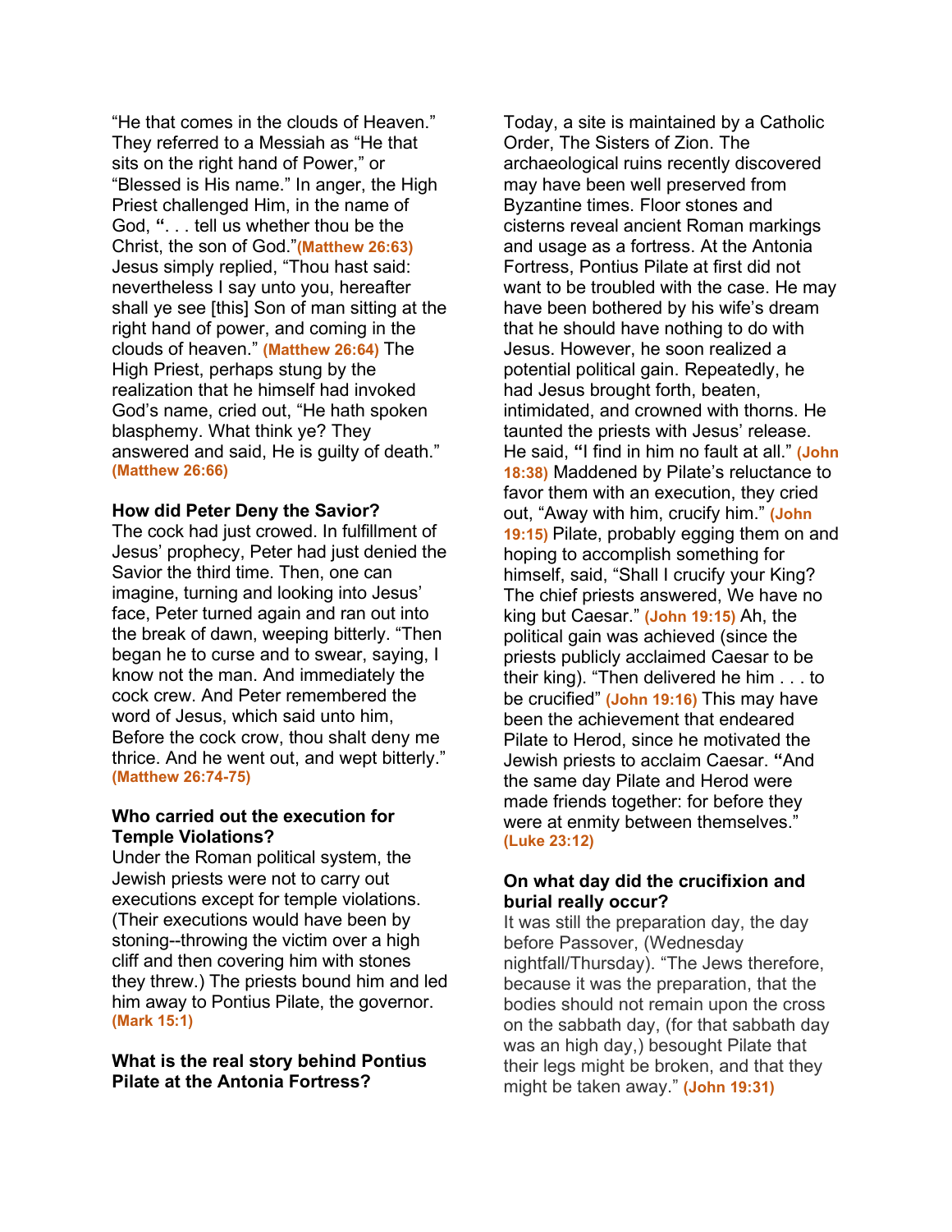"He that comes in the clouds of Heaven." They referred to a Messiah as "He that sits on the right hand of Power," or "Blessed is His name." In anger, the High Priest challenged Him, in the name of God, **"**. . . tell us whether thou be the Christ, the son of God."**(Matthew 26:63)** Jesus simply replied, "Thou hast said: nevertheless I say unto you, hereafter shall ye see [this] Son of man sitting at the right hand of power, and coming in the clouds of heaven." **(Matthew 26:64)** The High Priest, perhaps stung by the realization that he himself had invoked God's name, cried out, "He hath spoken blasphemy. What think ye? They answered and said, He is guilty of death." **(Matthew 26:66)**

**How did Peter Deny the Savior?**

The cock had just crowed. In fulfillment of Jesus' prophecy, Peter had just denied the Savior the third time. Then, one can imagine, turning and looking into Jesus' face, Peter turned again and ran out into the break of dawn, weeping bitterly. "Then began he to curse and to swear, saying, I know not the man. And immediately the cock crew. And Peter remembered the word of Jesus, which said unto him, Before the cock crow, thou shalt deny me thrice. And he went out, and wept bitterly." **(Matthew 26:74-75)**

**Who carried out the execution for Temple Violations?**

Under the Roman political system, the Jewish priests were not to carry out executions except for temple violations. (Their executions would have been by stoning--throwing the victim over a high cliff and then covering him with stones they threw.) The priests bound him and led him away to Pontius Pilate, the governor. **(Mark 15:1)**

**What is the real story behind Pontius Pilate at the Antonia Fortress?**

Today, a site is maintained by a Catholic Order, The Sisters of Zion. The archaeological ruins recently discovered may have been well preserved from Byzantine times. Floor stones and cisterns reveal ancient Roman markings and usage as a fortress. At the Antonia Fortress, Pontius Pilate at first did not want to be troubled with the case. He may have been bothered by his wife's dream that he should have nothing to do with Jesus. However, he soon realized a potential political gain. Repeatedly, he had Jesus brought forth, beaten, intimidated, and crowned with thorns. He taunted the priests with Jesus' release. He said, **"**I find in him no fault at all." **(John 18:38)** Maddened by Pilate's reluctance to favor them with an execution, they cried out, "Away with him, crucify him." **(John 19:15)** Pilate, probably egging them on and hoping to accomplish something for himself, said, "Shall I crucify your King? The chief priests answered, We have no king but Caesar." **(John 19:15)** Ah, the political gain was achieved (since the priests publicly acclaimed Caesar to be their king). "Then delivered he him . . . to be crucified" **(John 19:16)** This may have been the achievement that endeared Pilate to Herod, since he motivated the Jewish priests to acclaim Caesar. **"**And the same day Pilate and Herod were made friends together: for before they were at enmity between themselves." **(Luke 23:12)**

**On what day did the crucifixion and burial really occur?**

It was still the preparation day, the day before Passover, (Wednesday nightfall/Thursday). "The Jews therefore, because it was the preparation, that the bodies should not remain upon the cross on the sabbath day, (for that sabbath day was an high day,) besought Pilate that their legs might be broken, and that they might be taken away." **(John 19:31)**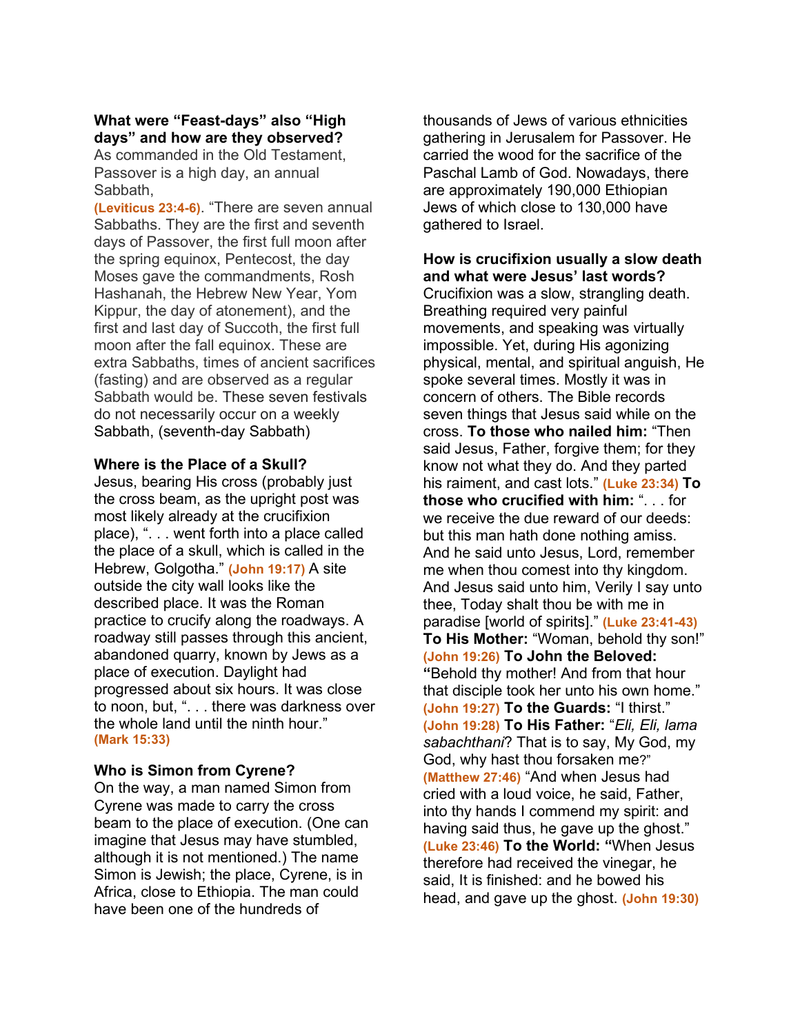**What were "Feast-days" also "High days" and how are they observed?**

As commanded in the Old Testament, Passover is a high day, an annual Sabbath, **(Leviticus 23:4-6)**. "There are seven annual Sabbaths. They are the first and seventh days of Passover, the first full moon after the spring equinox, Pentecost, the day Moses gave the commandments, Rosh Hashanah, the Hebrew New Year, Yom Kippur, the day of atonement), and the first and last day of Succoth, the first full moon after the fall equinox. These are extra Sabbaths, times of ancient sacrifices (fasting) and are observed as a regular Sabbath would be. These seven festivals do not necessarily occur on a weekly Sabbath, (seventh-day Sabbath)

**Where is the Place of a Skull?**

Jesus, bearing His cross (probably just the cross beam, as the upright post was most likely already at the crucifixion place), ". . . went forth into a place called the place of a skull, which is called in the Hebrew, Golgotha." **(John 19:17)** A site outside the city wall looks like the described place. It was the Roman practice to crucify along the roadways. A roadway still passes through this ancient, abandoned quarry, known by Jews as a place of execution. Daylight had progressed about six hours. It was close to noon, but, ". . . there was darkness over the whole land until the ninth hour." **(Mark 15:33)**

**Who is Simon from Cyrene?**

On the way, a man named Simon from Cyrene was made to carry the cross beam to the place of execution. (One can imagine that Jesus may have stumbled, although it is not mentioned.) The name Simon is Jewish; the place, Cyrene, is in Africa, close to Ethiopia. The man could have been one of the hundreds of thousands of Jews of various ethnicities gathering in Jerusalem for Passover. He carried the wood for the sacrifice of the Paschal Lamb of God. Nowadays, there are approximately 190,000 Ethiopian Jews of which close to 130,000 have gathered to Israel.

**How is crucifixion usually a slow death and what were Jesus' last words?**

Crucifixion was a slow, strangling death. Breathing required very painful movements, and speaking was virtually impossible. Yet, during His agonizing physical, mental, and spiritual anguish, He spoke several times. Mostly it was in concern of others. The Bible records seven things that Jesus said while on the cross. **To those who nailed him:** "Then said Jesus, Father, forgive them; for they know not what they do. And they parted his raiment, and cast lots." **(Luke 23:34)** **To those who crucified with him:** ". . . for we receive the due reward of our deeds: but this man hath done nothing amiss. And he said unto Jesus, Lord, remember me when thou comest into thy kingdom. And Jesus said unto him, Verily I say unto thee, Today shalt thou be with me in paradise [world of spirits]." **(Luke 23:41-43)** **To His Mother:** "Woman, behold thy son!" **(John 19:26)** **To John the Beloved:** "Behold thy mother! And from that hour that disciple took her unto his own home." **(John 19:27)** **To the Guards:** "I thirst." **(John 19:28)** **To His Father:** "*Eli, Eli, lama sabachthani*? That is to say, My God, my God, why hast thou forsaken me?" **(Matthew 27:46)** "And when Jesus had cried with a loud voice, he said, Father, into thy hands I commend my spirit: and having said thus, he gave up the ghost." **(Luke 23:46)** **To the World:** "When Jesus therefore had received the vinegar, he said, It is finished: and he bowed his head, and gave up the ghost. **(John 19:30)**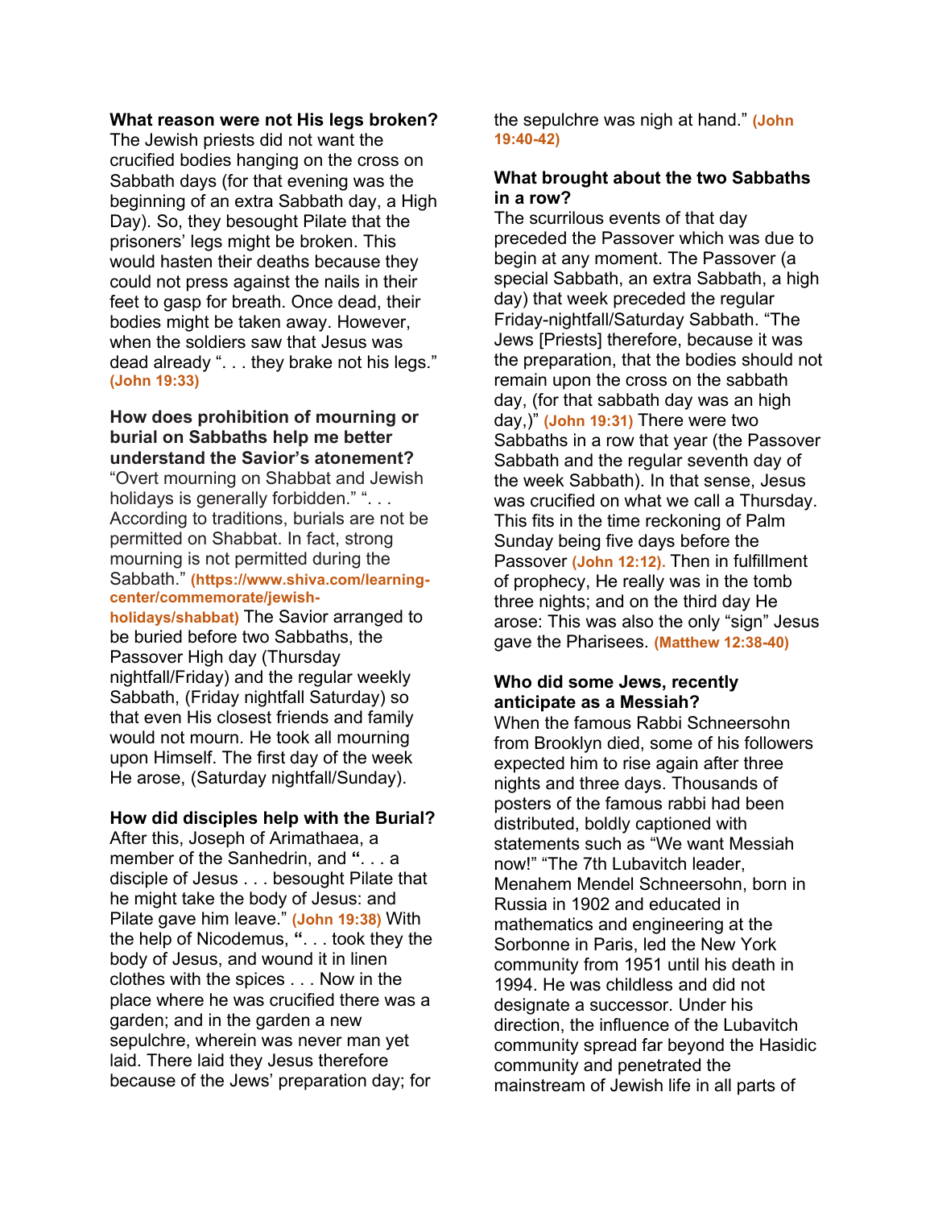**What reason were not His legs broken?**
The Jewish priests did not want the crucified bodies hanging on the cross on Sabbath days (for that evening was the beginning of an extra Sabbath day, a High Day). So, they besought Pilate that the prisoners' legs might be broken. This would hasten their deaths because they could not press against the nails in their feet to gasp for breath. Once dead, their bodies might be taken away. However, when the soldiers saw that Jesus was dead already ". . . they brake not his legs." **(John 19:33)**

**How does prohibition of mourning or burial on Sabbaths help me better understand the Savior's atonement?**
"Overt mourning on Shabbat and Jewish holidays is generally forbidden." ". . . According to traditions, burials are not be permitted on Shabbat. In fact, strong mourning is not permitted during the Sabbath." **(https://www.shiva.com/learning-center/commemorate/jewish-holidays/shabbat)** The Savior arranged to be buried before two Sabbaths, the Passover High day (Thursday nightfall/Friday) and the regular weekly Sabbath, (Friday nightfall Saturday) so that even His closest friends and family would not mourn. He took all mourning upon Himself. The first day of the week He arose, (Saturday nightfall/Sunday).

**How did disciples help with the Burial?**
After this, Joseph of Arimathaea, a member of the Sanhedrin, and **"**. . . a disciple of Jesus . . . besought Pilate that he might take the body of Jesus: and Pilate gave him leave." **(John 19:38)** With the help of Nicodemus, **"**. . . took they the body of Jesus, and wound it in linen clothes with the spices . . . Now in the place where he was crucified there was a garden; and in the garden a new sepulchre, wherein was never man yet laid. There laid they Jesus therefore because of the Jews' preparation day; for the sepulchre was nigh at hand." **(John 19:40-42)**

**What brought about the two Sabbaths in a row?**
The scurrilous events of that day preceded the Passover which was due to begin at any moment. The Passover (a special Sabbath, an extra Sabbath, a high day) that week preceded the regular Friday-nightfall/Saturday Sabbath. "The Jews [Priests] therefore, because it was the preparation, that the bodies should not remain upon the cross on the sabbath day, (for that sabbath day was an high day,)" **(John 19:31)** There were two Sabbaths in a row that year (the Passover Sabbath and the regular seventh day of the week Sabbath). In that sense, Jesus was crucified on what we call a Thursday. This fits in the time reckoning of Palm Sunday being five days before the Passover **(John 12:12).** Then in fulfillment of prophecy, He really was in the tomb three nights; and on the third day He arose: This was also the only "sign" Jesus gave the Pharisees. **(Matthew 12:38-40)**

**Who did some Jews, recently anticipate as a Messiah?**
When the famous Rabbi Schneersohn from Brooklyn died, some of his followers expected him to rise again after three nights and three days. Thousands of posters of the famous rabbi had been distributed, boldly captioned with statements such as "We want Messiah now!" "The 7th Lubavitch leader, Menahem Mendel Schneersohn, born in Russia in 1902 and educated in mathematics and engineering at the Sorbonne in Paris, led the New York community from 1951 until his death in 1994. He was childless and did not designate a successor. Under his direction, the influence of the Lubavitch community spread far beyond the Hasidic community and penetrated the mainstream of Jewish life in all parts of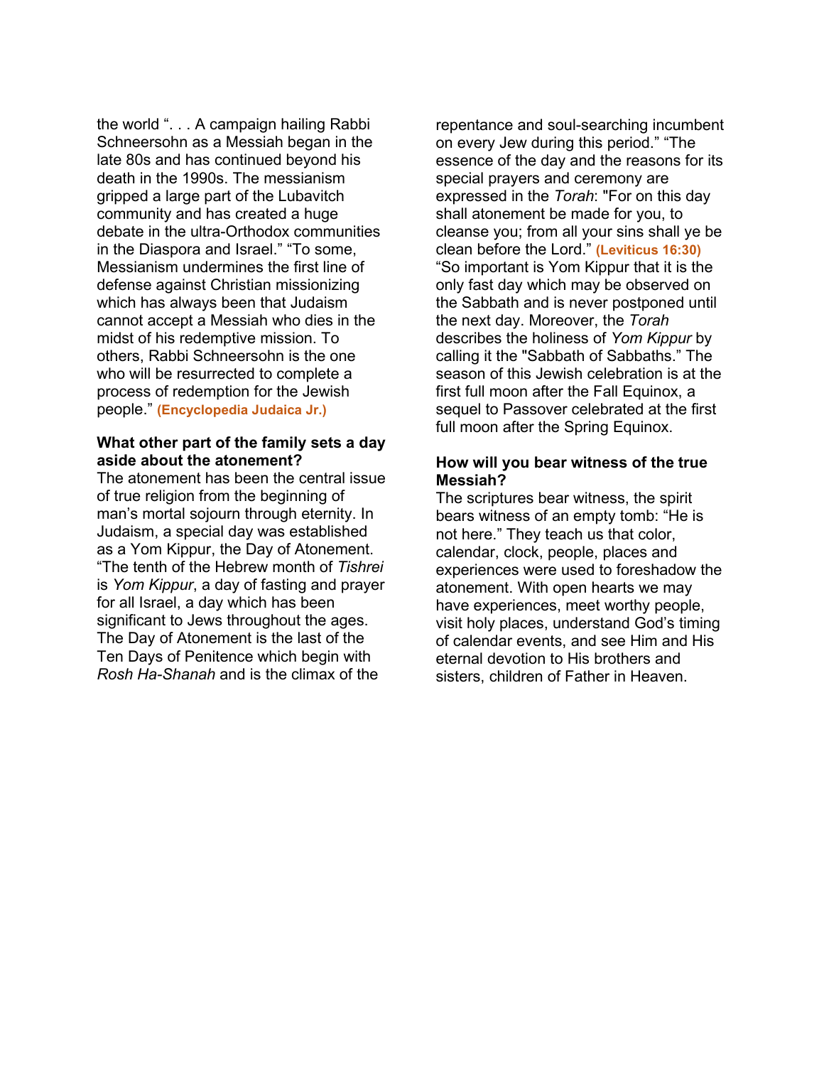the world ". . . A campaign hailing Rabbi Schneersohn as a Messiah began in the late 80s and has continued beyond his death in the 1990s. The messianism gripped a large part of the Lubavitch community and has created a huge debate in the ultra-Orthodox communities in the Diaspora and Israel." "To some, Messianism undermines the first line of defense against Christian missionizing which has always been that Judaism cannot accept a Messiah who dies in the midst of his redemptive mission. To others, Rabbi Schneersohn is the one who will be resurrected to complete a process of redemption for the Jewish people." **(Encyclopedia Judaica Jr.)**

**What other part of the family sets a day aside about the atonement?**

The atonement has been the central issue of true religion from the beginning of man's mortal sojourn through eternity. In Judaism, a special day was established as a Yom Kippur, the Day of Atonement. "The tenth of the Hebrew month of *Tishrei* is *Yom Kippur*, a day of fasting and prayer for all Israel, a day which has been significant to Jews throughout the ages. The Day of Atonement is the last of the Ten Days of Penitence which begin with *Rosh Ha-Shanah* and is the climax of the repentance and soul-searching incumbent on every Jew during this period." "The essence of the day and the reasons for its special prayers and ceremony are expressed in the *Torah*: "For on this day shall atonement be made for you, to cleanse you; from all your sins shall ye be clean before the Lord." **(Leviticus 16:30)** "So important is Yom Kippur that it is the only fast day which may be observed on the Sabbath and is never postponed until the next day. Moreover, the *Torah* describes the holiness of *Yom Kippur* by calling it the "Sabbath of Sabbaths." The season of this Jewish celebration is at the first full moon after the Fall Equinox, a sequel to Passover celebrated at the first full moon after the Spring Equinox.

**How will you bear witness of the true Messiah?**

The scriptures bear witness, the spirit bears witness of an empty tomb: "He is not here." They teach us that color, calendar, clock, people, places and experiences were used to foreshadow the atonement. With open hearts we may have experiences, meet worthy people, visit holy places, understand God's timing of calendar events, and see Him and His eternal devotion to His brothers and sisters, children of Father in Heaven.